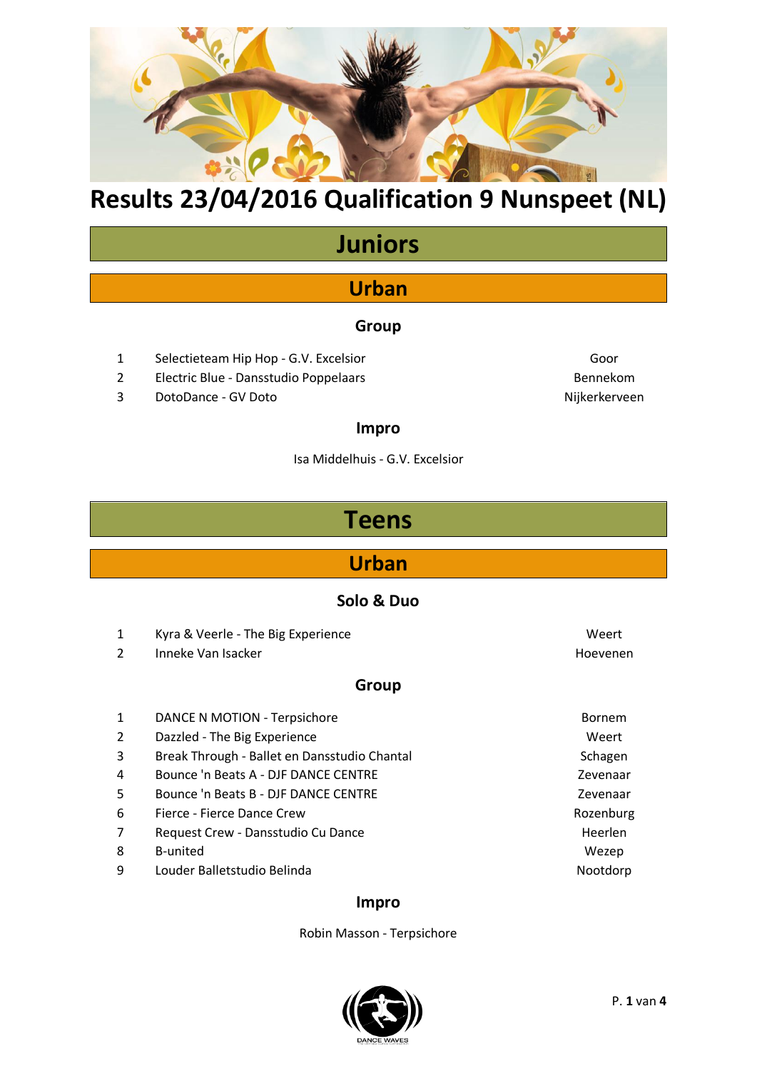# Results 23/04/2016 Qualification 9 Nunspeet (NL)

## Juniors

### Urban

#### Group

| | | |
|---|---|---|
| 1 | Selectieteam Hip Hop - G.V. Excelsior | Goor |
| 2 | Electric Blue - Dansstudio Poppelaars | Bennekom |
| 3 | DotoDance - GV Doto | Nijkerkerveen |

#### Impro

Isa Middelhuis - G.V. Excelsior

## Teens

### Urban

#### Solo & Duo

| | | |
|---|---|---|
| 1 | Kyra & Veerle - The Big Experience | Weert |
| 2 | Inneke Van Isacker | Hoevenen |

#### Group

| | | |
|---|---|---|
| 1 | DANCE N MOTION - Terpsichore | Bornem |
| 2 | Dazzled - The Big Experience | Weert |
| 3 | Break Through - Ballet en Dansstudio Chantal | Schagen |
| 4 | Bounce 'n Beats A - DJF DANCE CENTRE | Zevenaar |
| 5 | Bounce 'n Beats B - DJF DANCE CENTRE | Zevenaar |
| 6 | Fierce - Fierce Dance Crew | Rozenburg |
| 7 | Request Crew - Dansstudio Cu Dance | Heerlen |
| 8 | B-united | Wezep |
| 9 | Louder Balletstudio Belinda | Nootdorp |

#### Impro

Robin Masson - Terpsichore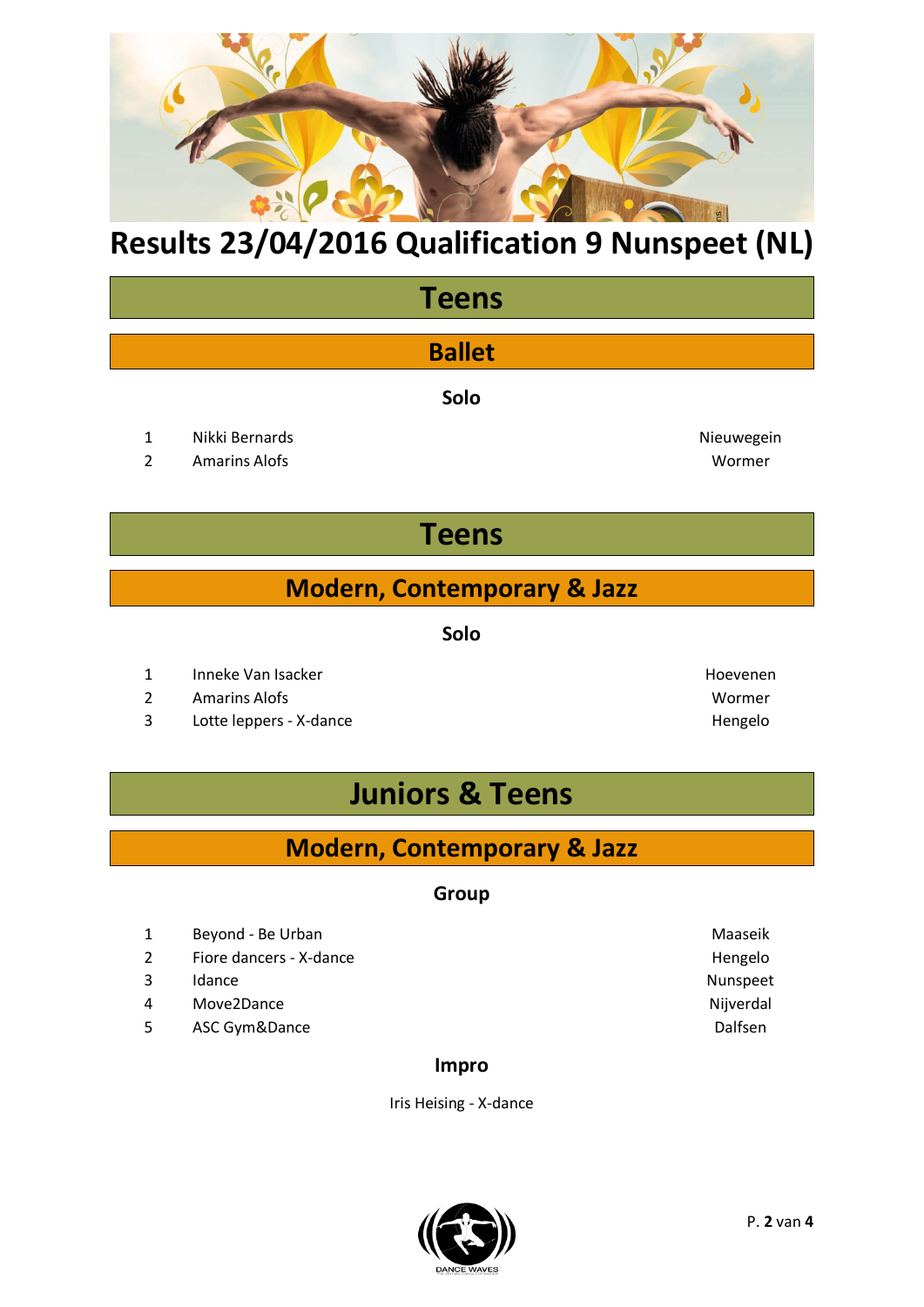# Results 23/04/2016 Qualification 9 Nunspeet (NL)

## Teens

### Ballet

#### Solo

| | | |
|---|---|---|
| 1 | Nikki Bernards | Nieuwegein |
| 2 | Amarins Alofs | Wormer |

## Teens

### Modern, Contemporary & Jazz

#### Solo

| | | |
|---|---|---|
| 1 | Inneke Van Isacker | Hoevenen |
| 2 | Amarins Alofs | Wormer |
| 3 | Lotte leppers - X-dance | Hengelo |

## Juniors & Teens

### Modern, Contemporary & Jazz

#### Group

| | | |
|---|---|---|
| 1 | Beyond - Be Urban | Maaseik |
| 2 | Fiore dancers - X-dance | Hengelo |
| 3 | Idance | Nunspeet |
| 4 | Move2Dance | Nijverdal |
| 5 | ASC Gym&Dance | Dalfsen |

#### Impro

Iris Heising - X-dance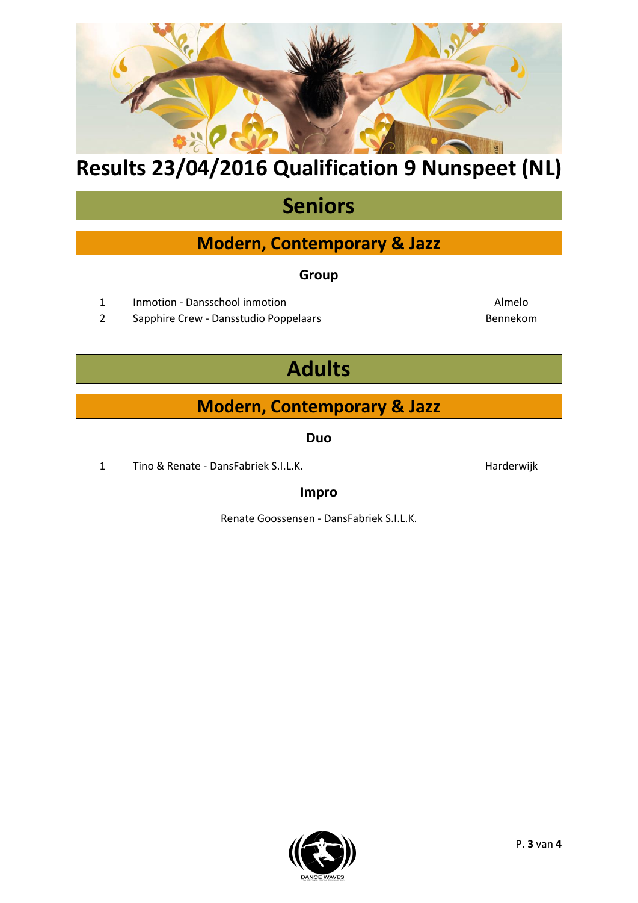# Results 23/04/2016 Qualification 9 Nunspeet (NL)

## Seniors

### Modern, Contemporary & Jazz

#### Group

| | | |
|---|---|---|
| 1 | Inmotion - Dansschool inmotion | Almelo |
| 2 | Sapphire Crew - Dansstudio Poppelaars | Bennekom |

## Adults

### Modern, Contemporary & Jazz

#### Duo

| | | |
|---|---|---|
| 1 | Tino & Renate - DansFabriek S.I.L.K. | Harderwijk |

#### Impro

Renate Goossensen - DansFabriek S.I.L.K.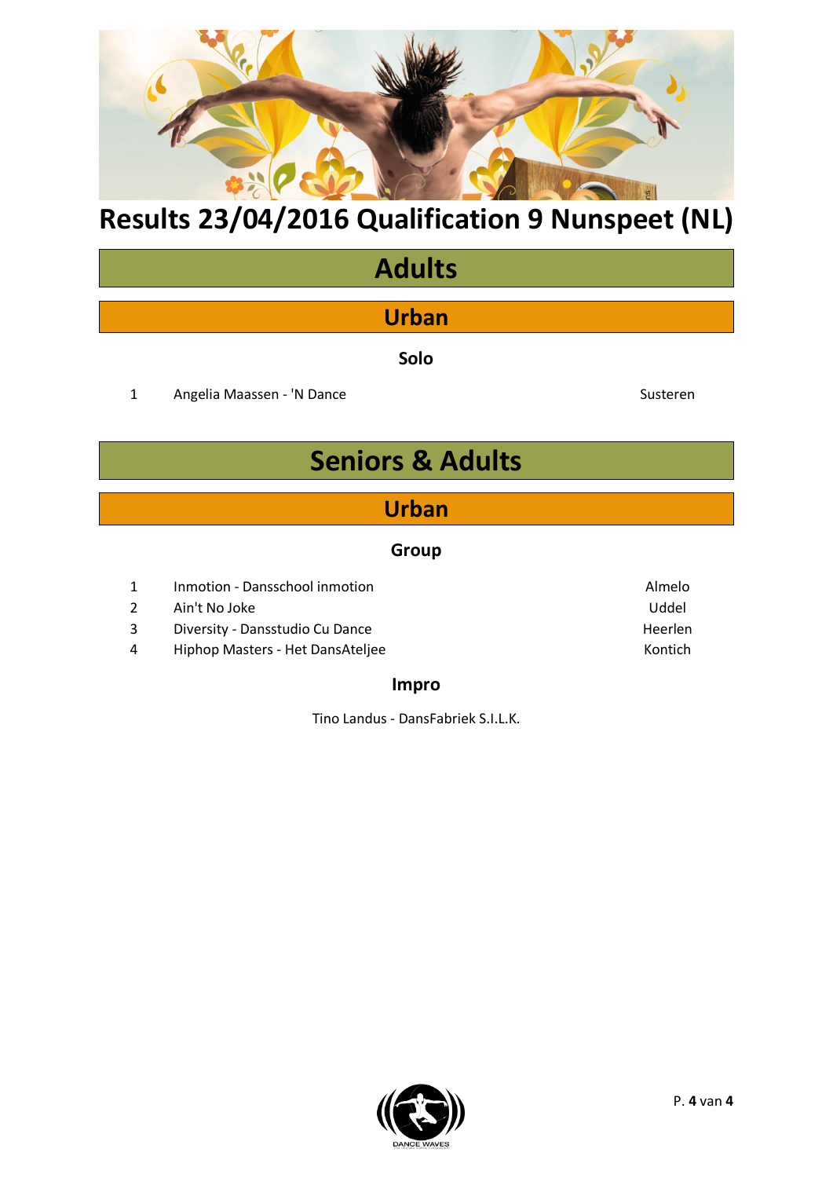# Results 23/04/2016 Qualification 9 Nunspeet (NL)

## Adults

### Urban

#### Solo

| | | |
|---|---|---|
| 1 | Angelia Maassen - 'N Dance | Susteren |

## Seniors & Adults

### Urban

#### Group

| | | |
|---|---|---|
| 1 | Inmotion - Dansschool inmotion | Almelo |
| 2 | Ain't No Joke | Uddel |
| 3 | Diversity - Dansstudio Cu Dance | Heerlen |
| 4 | Hiphop Masters - Het DansAteljee | Kontich |

#### Impro

Tino Landus - DansFabriek S.I.L.K.